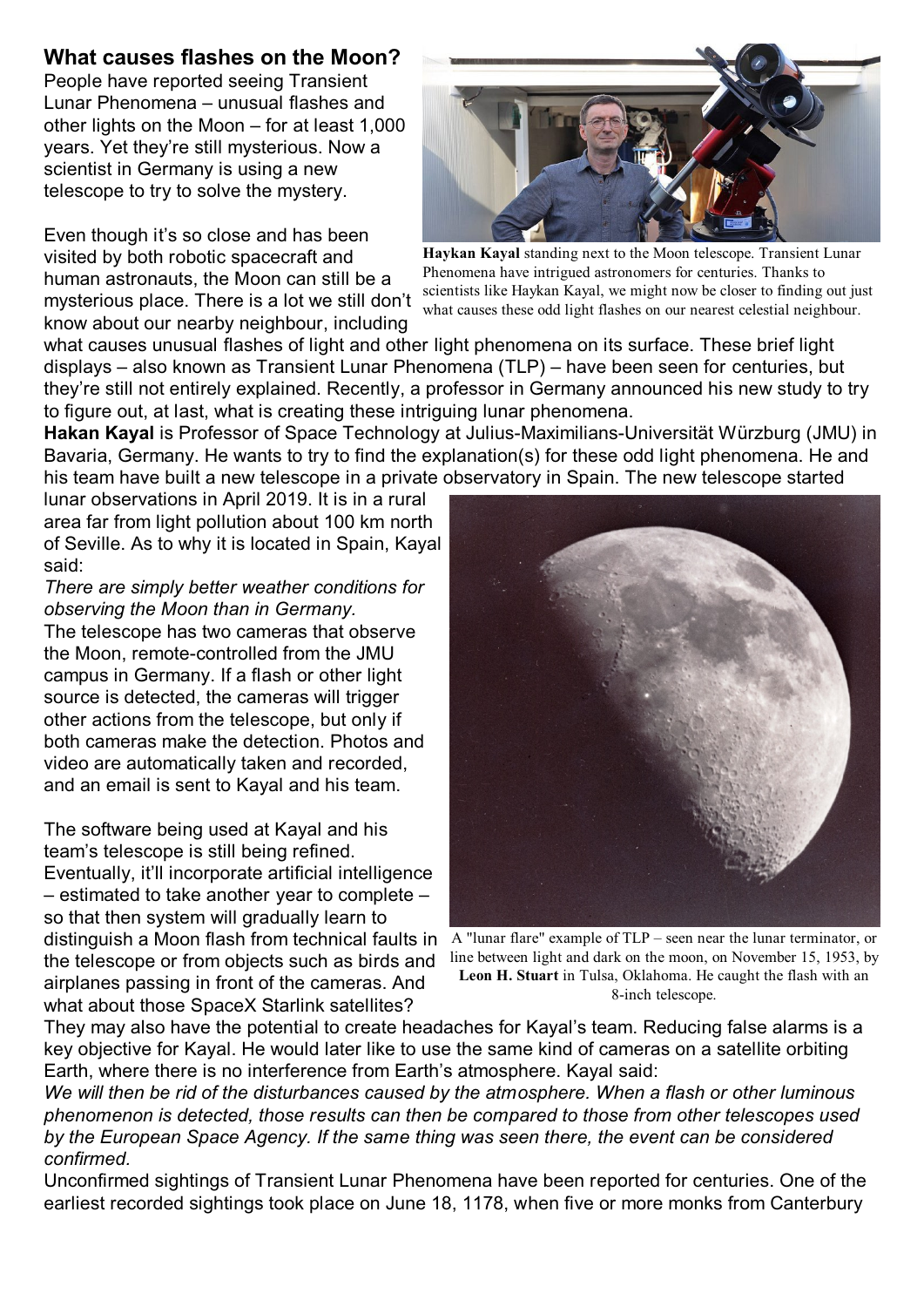## What causes flashes on the Moon?

People have reported seeing Transient Lunar Phenomena – unusual flashes and other lights on the Moon – for at least 1,000 years. Yet they're still mysterious. Now a scientist in Germany is using a new telescope to try to solve the mystery.

**Haykan Kayal** standing next to the Moon telescope. Transient Lunar Phenomena have intrigued astronomers for centuries. Thanks to scientists like Haykan Kayal, we might now be closer to finding out just what causes these odd light flashes on our nearest celestial neighbour.

Even though it's so close and has been visited by both robotic spacecraft and human astronauts, the Moon can still be a mysterious place. There is a lot we still don't know about our nearby neighbour, including what causes unusual flashes of light and other light phenomena on its surface. These brief light displays – also known as Transient Lunar Phenomena (TLP) – have been seen for centuries, but they're still not entirely explained. Recently, a professor in Germany announced his new study to try to figure out, at last, what is creating these intriguing lunar phenomena.

**Hakan Kayal** is Professor of Space Technology at Julius-Maximilians-Universität Würzburg (JMU) in Bavaria, Germany. He wants to try to find the explanation(s) for these odd light phenomena. He and his team have built a new telescope in a private observatory in Spain. The new telescope started lunar observations in April 2019. It is in a rural area far from light pollution about 100 km north of Seville. As to why it is located in Spain, Kayal said:

*There are simply better weather conditions for observing the Moon than in Germany.*

The telescope has two cameras that observe the Moon, remote-controlled from the JMU campus in Germany. If a flash or other light source is detected, the cameras will trigger other actions from the telescope, but only if both cameras make the detection. Photos and video are automatically taken and recorded, and an email is sent to Kayal and his team.

The software being used at Kayal and his team's telescope is still being refined. Eventually, it'll incorporate artificial intelligence – estimated to take another year to complete – so that then system will gradually learn to distinguish a Moon flash from technical faults in the telescope or from objects such as birds and airplanes passing in front of the cameras. And what about those SpaceX Starlink satellites? They may also have the potential to create headaches for Kayal's team. Reducing false alarms is a key objective for Kayal. He would later like to use the same kind of cameras on a satellite orbiting Earth, where there is no interference from Earth's atmosphere. Kayal said:

A "lunar flare" example of TLP – seen near the lunar terminator, or line between light and dark on the moon, on November 15, 1953, by **Leon H. Stuart** in Tulsa, Oklahoma. He caught the flash with an 8-inch telescope.

*We will then be rid of the disturbances caused by the atmosphere. When a flash or other luminous phenomenon is detected, those results can then be compared to those from other telescopes used by the European Space Agency. If the same thing was seen there, the event can be considered confirmed.*

Unconfirmed sightings of Transient Lunar Phenomena have been reported for centuries. One of the earliest recorded sightings took place on June 18, 1178, when five or more monks from Canterbury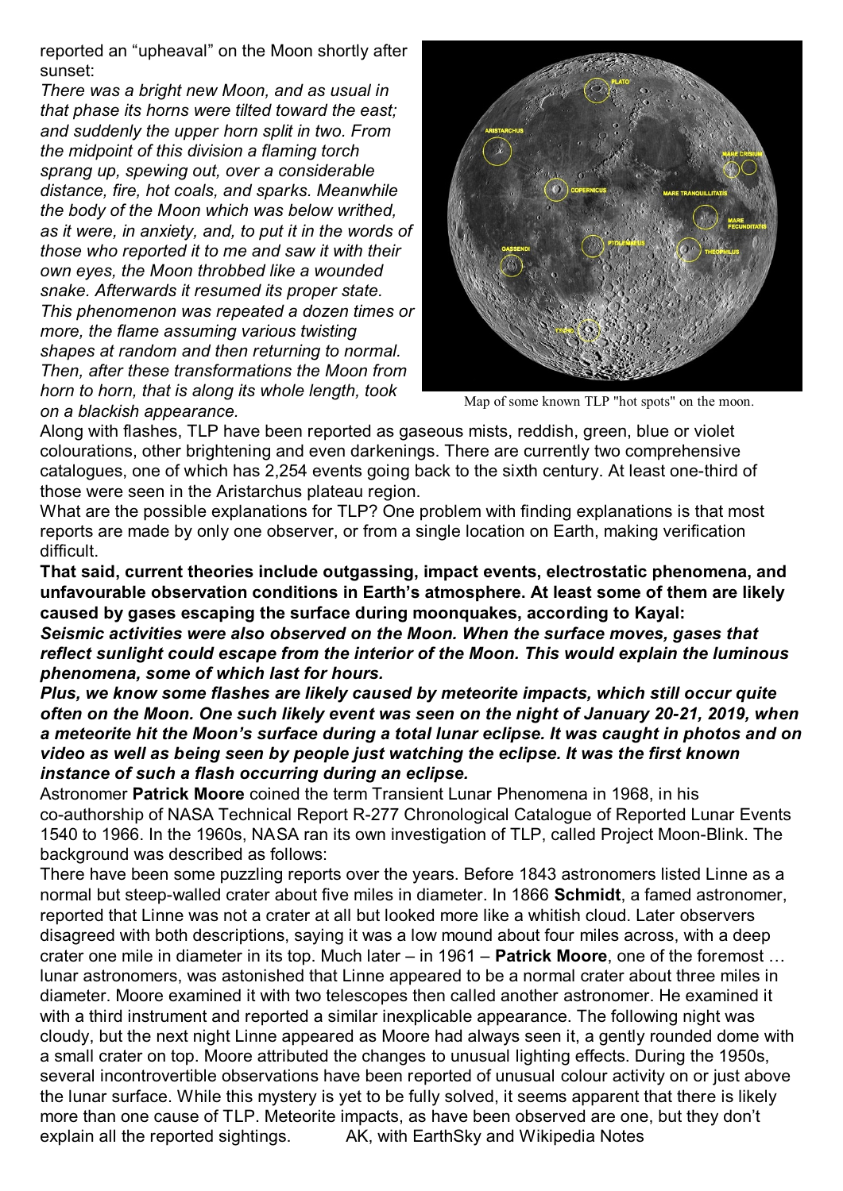reported an "upheaval" on the Moon shortly after sunset:

*There was a bright new Moon, and as usual in that phase its horns were tilted toward the east; and suddenly the upper horn split in two. From the midpoint of this division a flaming torch sprang up, spewing out, over a considerable distance, fire, hot coals, and sparks. Meanwhile the body of the Moon which was below writhed, as it were, in anxiety, and, to put it in the words of those who reported it to me and saw it with their own eyes, the Moon throbbed like a wounded snake. Afterwards it resumed its proper state. This phenomenon was repeated a dozen times or more, the flame assuming various twisting shapes at random and then returning to normal. Then, after these transformations the Moon from horn to horn, that is along its whole length, took on a blackish appearance.*

PLATO
ARISTARCHUS
MARE CRISIUM
COPERNICUS
MARE TRANQUILLITATIS
MARE FECUNDITATIS
PTOLEMAEUS
GASSENDI
THEOPHILUS
TYCHO

Map of some known TLP "hot spots" on the moon.

Along with flashes, TLP have been reported as gaseous mists, reddish, green, blue or violet colourations, other brightening and even darkenings. There are currently two comprehensive catalogues, one of which has 2,254 events going back to the sixth century. At least one-third of those were seen in the Aristarchus plateau region.

What are the possible explanations for TLP? One problem with finding explanations is that most reports are made by only one observer, or from a single location on Earth, making verification difficult.

**That said, current theories include outgassing, impact events, electrostatic phenomena, and unfavourable observation conditions in Earth's atmosphere. At least some of them are likely caused by gases escaping the surface during moonquakes, according to Kayal:**

***Seismic activities were also observed on the Moon. When the surface moves, gases that reflect sunlight could escape from the interior of the Moon. This would explain the luminous phenomena, some of which last for hours.***

***Plus, we know some flashes are likely caused by meteorite impacts, which still occur quite often on the Moon. One such likely event was seen on the night of January 20-21, 2019, when a meteorite hit the Moon's surface during a total lunar eclipse. It was caught in photos and on video as well as being seen by people just watching the eclipse. It was the first known instance of such a flash occurring during an eclipse.***

Astronomer **Patrick Moore** coined the term Transient Lunar Phenomena in 1968, in his co-authorship of NASA Technical Report R-277 Chronological Catalogue of Reported Lunar Events 1540 to 1966. In the 1960s, NASA ran its own investigation of TLP, called Project Moon-Blink. The background was described as follows:

There have been some puzzling reports over the years. Before 1843 astronomers listed Linne as a normal but steep-walled crater about five miles in diameter. In 1866 **Schmidt**, a famed astronomer, reported that Linne was not a crater at all but looked more like a whitish cloud. Later observers disagreed with both descriptions, saying it was a low mound about four miles across, with a deep crater one mile in diameter in its top. Much later – in 1961 – **Patrick Moore**, one of the foremost … lunar astronomers, was astonished that Linne appeared to be a normal crater about three miles in diameter. Moore examined it with two telescopes then called another astronomer. He examined it with a third instrument and reported a similar inexplicable appearance. The following night was cloudy, but the next night Linne appeared as Moore had always seen it, a gently rounded dome with a small crater on top. Moore attributed the changes to unusual lighting effects. During the 1950s, several incontrovertible observations have been reported of unusual colour activity on or just above the lunar surface. While this mystery is yet to be fully solved, it seems apparent that there is likely more than one cause of TLP. Meteorite impacts, as have been observed are one, but they don't explain all the reported sightings. AK, with EarthSky and Wikipedia Notes